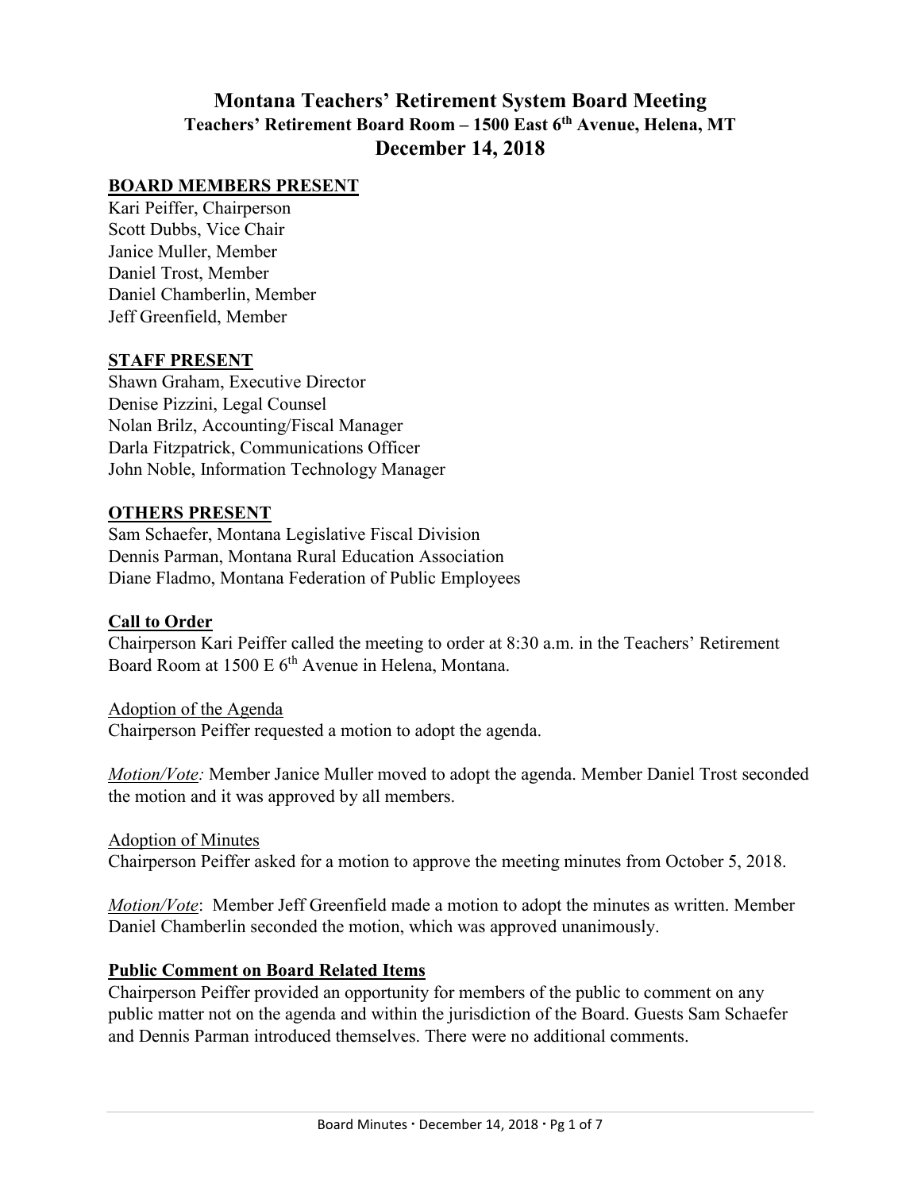# Montana Teachers' Retirement System Board Meeting

## Teachers' Retirement Board Room – 1500 East 6th Avenue, Helena, MT

## December 14, 2018

**BOARD MEMBERS PRESENT**

Kari Peiffer, Chairperson
Scott Dubbs, Vice Chair
Janice Muller, Member
Daniel Trost, Member
Daniel Chamberlin, Member
Jeff Greenfield, Member

**STAFF PRESENT**

Shawn Graham, Executive Director
Denise Pizzini, Legal Counsel
Nolan Brilz, Accounting/Fiscal Manager
Darla Fitzpatrick, Communications Officer
John Noble, Information Technology Manager

**OTHERS PRESENT**

Sam Schaefer, Montana Legislative Fiscal Division
Dennis Parman, Montana Rural Education Association
Diane Fladmo, Montana Federation of Public Employees

**Call to Order**

Chairperson Kari Peiffer called the meeting to order at 8:30 a.m. in the Teachers' Retirement Board Room at 1500 E 6th Avenue in Helena, Montana.

Adoption of the Agenda

Chairperson Peiffer requested a motion to adopt the agenda.

*Motion/Vote:* Member Janice Muller moved to adopt the agenda. Member Daniel Trost seconded the motion and it was approved by all members.

Adoption of Minutes

Chairperson Peiffer asked for a motion to approve the meeting minutes from October 5, 2018.

*Motion/Vote*: Member Jeff Greenfield made a motion to adopt the minutes as written. Member Daniel Chamberlin seconded the motion, which was approved unanimously.

**Public Comment on Board Related Items**

Chairperson Peiffer provided an opportunity for members of the public to comment on any public matter not on the agenda and within the jurisdiction of the Board. Guests Sam Schaefer and Dennis Parman introduced themselves. There were no additional comments.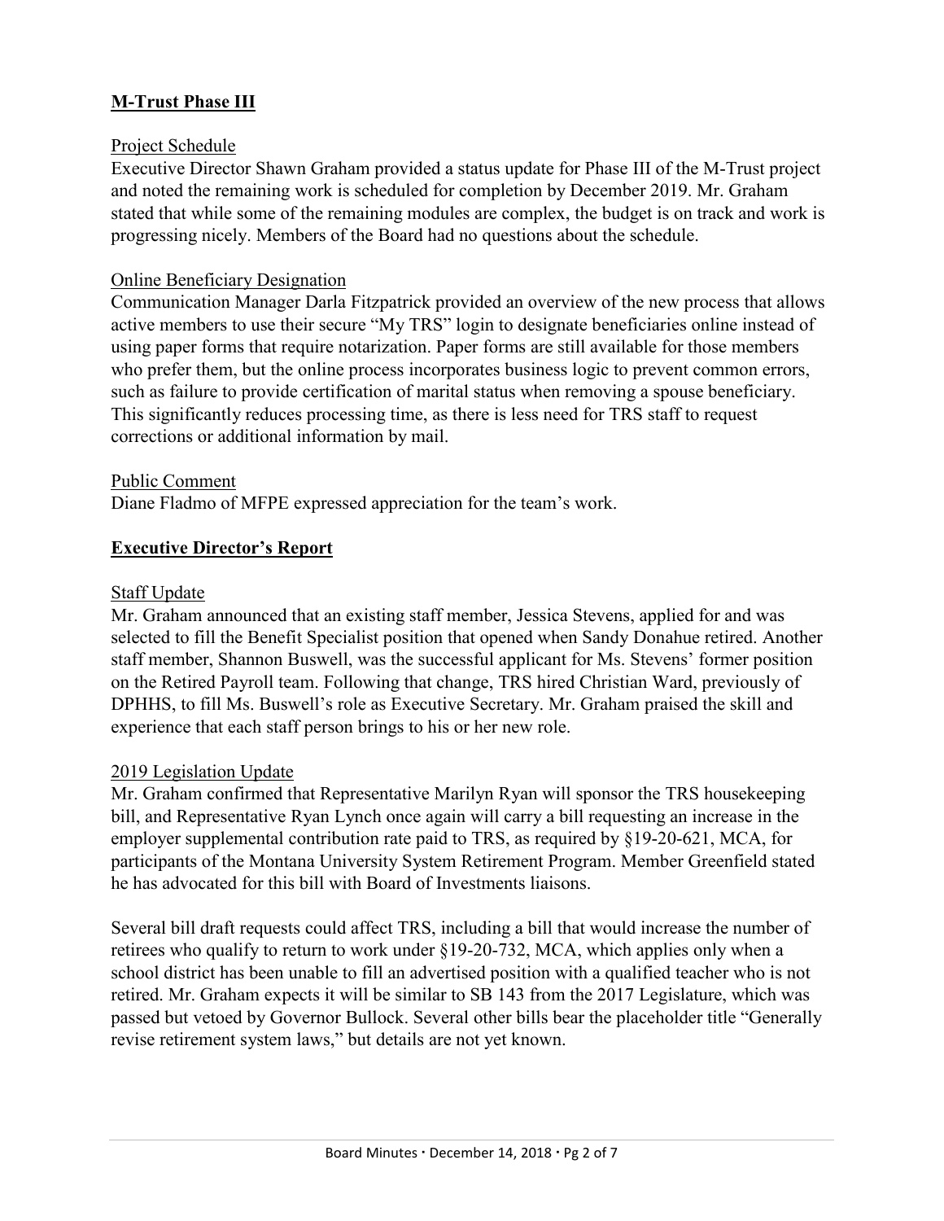## M-Trust Phase III

### Project Schedule

Executive Director Shawn Graham provided a status update for Phase III of the M-Trust project and noted the remaining work is scheduled for completion by December 2019. Mr. Graham stated that while some of the remaining modules are complex, the budget is on track and work is progressing nicely. Members of the Board had no questions about the schedule.

### Online Beneficiary Designation

Communication Manager Darla Fitzpatrick provided an overview of the new process that allows active members to use their secure "My TRS" login to designate beneficiaries online instead of using paper forms that require notarization. Paper forms are still available for those members who prefer them, but the online process incorporates business logic to prevent common errors, such as failure to provide certification of marital status when removing a spouse beneficiary. This significantly reduces processing time, as there is less need for TRS staff to request corrections or additional information by mail.

### Public Comment

Diane Fladmo of MFPE expressed appreciation for the team's work.

## Executive Director's Report

### Staff Update

Mr. Graham announced that an existing staff member, Jessica Stevens, applied for and was selected to fill the Benefit Specialist position that opened when Sandy Donahue retired. Another staff member, Shannon Buswell, was the successful applicant for Ms. Stevens' former position on the Retired Payroll team. Following that change, TRS hired Christian Ward, previously of DPHHS, to fill Ms. Buswell's role as Executive Secretary. Mr. Graham praised the skill and experience that each staff person brings to his or her new role.

### 2019 Legislation Update

Mr. Graham confirmed that Representative Marilyn Ryan will sponsor the TRS housekeeping bill, and Representative Ryan Lynch once again will carry a bill requesting an increase in the employer supplemental contribution rate paid to TRS, as required by §19-20-621, MCA, for participants of the Montana University System Retirement Program. Member Greenfield stated he has advocated for this bill with Board of Investments liaisons.

Several bill draft requests could affect TRS, including a bill that would increase the number of retirees who qualify to return to work under §19-20-732, MCA, which applies only when a school district has been unable to fill an advertised position with a qualified teacher who is not retired. Mr. Graham expects it will be similar to SB 143 from the 2017 Legislature, which was passed but vetoed by Governor Bullock. Several other bills bear the placeholder title "Generally revise retirement system laws," but details are not yet known.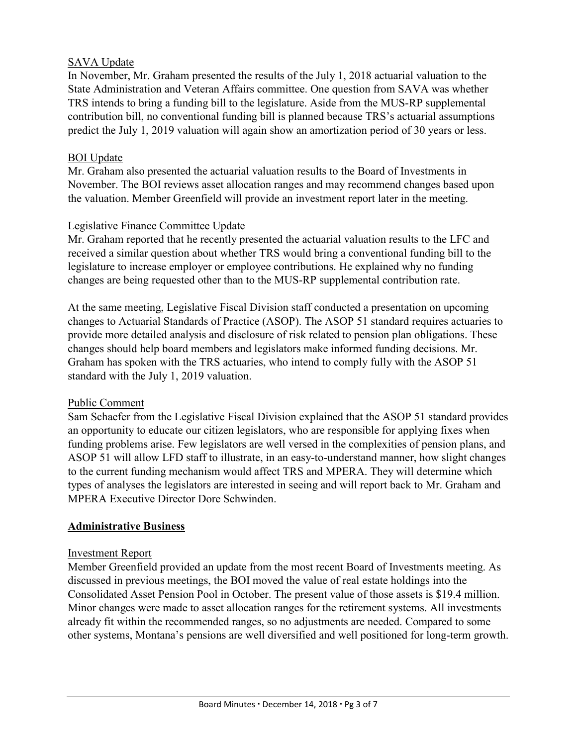SAVA Update

In November, Mr. Graham presented the results of the July 1, 2018 actuarial valuation to the State Administration and Veteran Affairs committee. One question from SAVA was whether TRS intends to bring a funding bill to the legislature. Aside from the MUS-RP supplemental contribution bill, no conventional funding bill is planned because TRS's actuarial assumptions predict the July 1, 2019 valuation will again show an amortization period of 30 years or less.

BOI Update

Mr. Graham also presented the actuarial valuation results to the Board of Investments in November. The BOI reviews asset allocation ranges and may recommend changes based upon the valuation. Member Greenfield will provide an investment report later in the meeting.

Legislative Finance Committee Update

Mr. Graham reported that he recently presented the actuarial valuation results to the LFC and received a similar question about whether TRS would bring a conventional funding bill to the legislature to increase employer or employee contributions. He explained why no funding changes are being requested other than to the MUS-RP supplemental contribution rate.

At the same meeting, Legislative Fiscal Division staff conducted a presentation on upcoming changes to Actuarial Standards of Practice (ASOP). The ASOP 51 standard requires actuaries to provide more detailed analysis and disclosure of risk related to pension plan obligations. These changes should help board members and legislators make informed funding decisions. Mr. Graham has spoken with the TRS actuaries, who intend to comply fully with the ASOP 51 standard with the July 1, 2019 valuation.

Public Comment

Sam Schaefer from the Legislative Fiscal Division explained that the ASOP 51 standard provides an opportunity to educate our citizen legislators, who are responsible for applying fixes when funding problems arise. Few legislators are well versed in the complexities of pension plans, and ASOP 51 will allow LFD staff to illustrate, in an easy-to-understand manner, how slight changes to the current funding mechanism would affect TRS and MPERA. They will determine which types of analyses the legislators are interested in seeing and will report back to Mr. Graham and MPERA Executive Director Dore Schwinden.

## Administrative Business

Investment Report

Member Greenfield provided an update from the most recent Board of Investments meeting. As discussed in previous meetings, the BOI moved the value of real estate holdings into the Consolidated Asset Pension Pool in October. The present value of those assets is $19.4 million. Minor changes were made to asset allocation ranges for the retirement systems. All investments already fit within the recommended ranges, so no adjustments are needed. Compared to some other systems, Montana's pensions are well diversified and well positioned for long-term growth.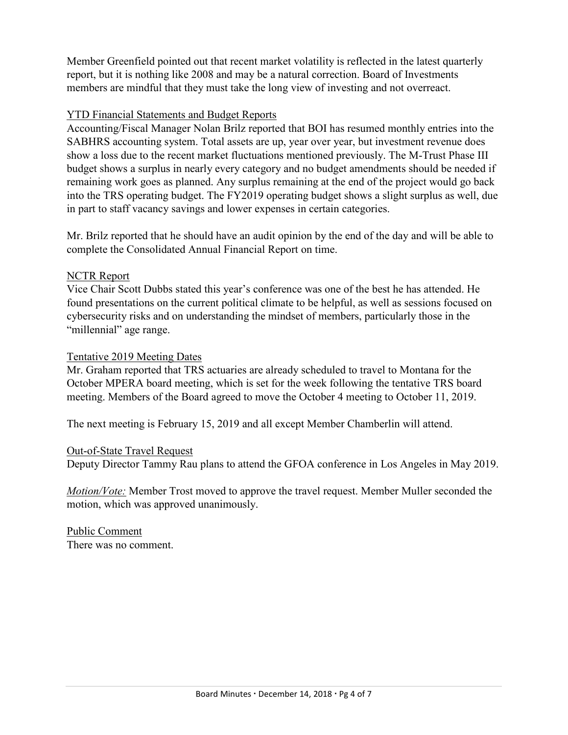Member Greenfield pointed out that recent market volatility is reflected in the latest quarterly report, but it is nothing like 2008 and may be a natural correction. Board of Investments members are mindful that they must take the long view of investing and not overreact.

<u>YTD Financial Statements and Budget Reports</u>

Accounting/Fiscal Manager Nolan Brilz reported that BOI has resumed monthly entries into the SABHRS accounting system. Total assets are up, year over year, but investment revenue does show a loss due to the recent market fluctuations mentioned previously. The M-Trust Phase III budget shows a surplus in nearly every category and no budget amendments should be needed if remaining work goes as planned. Any surplus remaining at the end of the project would go back into the TRS operating budget. The FY2019 operating budget shows a slight surplus as well, due in part to staff vacancy savings and lower expenses in certain categories.

Mr. Brilz reported that he should have an audit opinion by the end of the day and will be able to complete the Consolidated Annual Financial Report on time.

<u>NCTR Report</u>

Vice Chair Scott Dubbs stated this year's conference was one of the best he has attended. He found presentations on the current political climate to be helpful, as well as sessions focused on cybersecurity risks and on understanding the mindset of members, particularly those in the "millennial" age range.

<u>Tentative 2019 Meeting Dates</u>

Mr. Graham reported that TRS actuaries are already scheduled to travel to Montana for the October MPERA board meeting, which is set for the week following the tentative TRS board meeting. Members of the Board agreed to move the October 4 meeting to October 11, 2019.

The next meeting is February 15, 2019 and all except Member Chamberlin will attend.

<u>Out-of-State Travel Request</u>

Deputy Director Tammy Rau plans to attend the GFOA conference in Los Angeles in May 2019.

*<u>Motion/Vote:</u>* Member Trost moved to approve the travel request. Member Muller seconded the motion, which was approved unanimously.

<u>Public Comment</u>

There was no comment.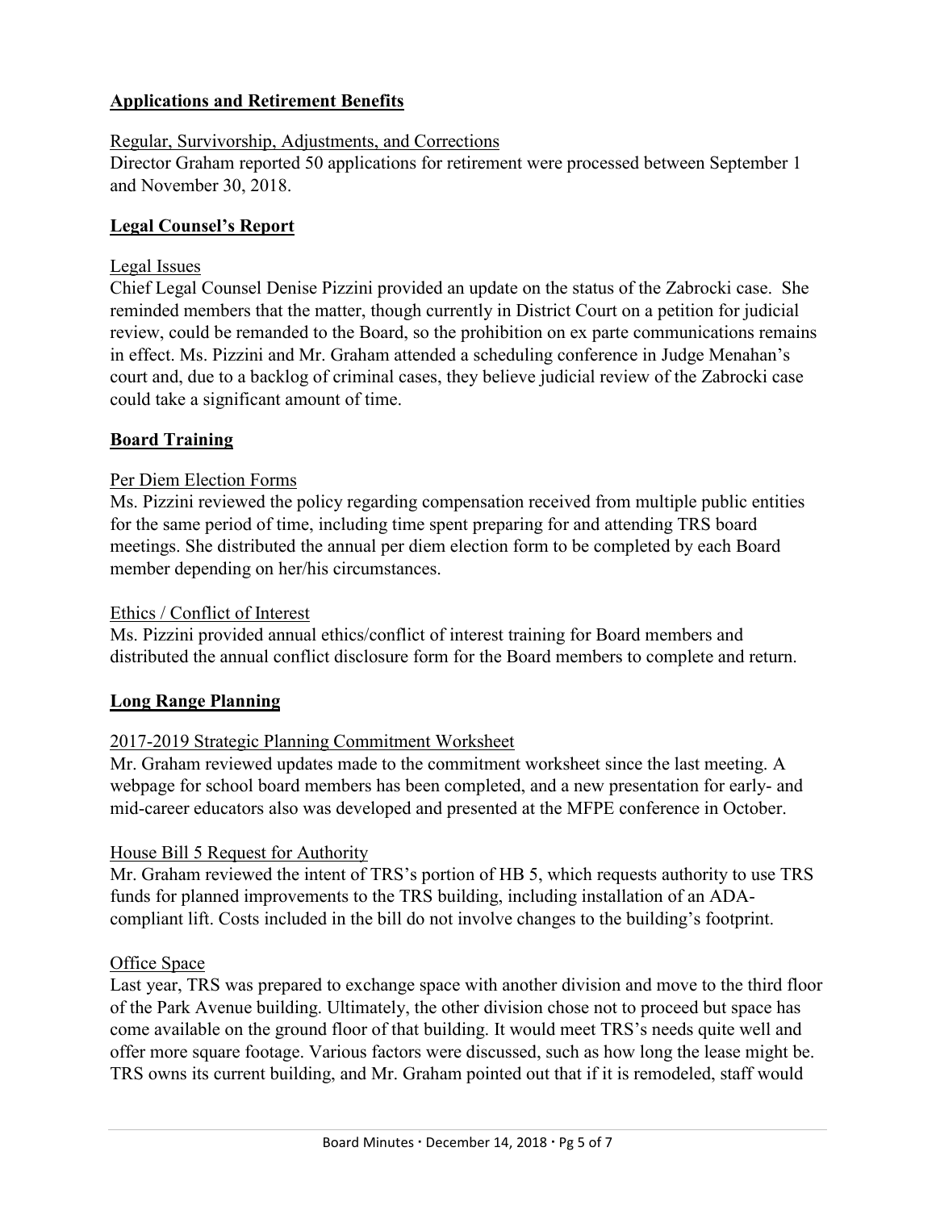## **Applications and Retirement Benefits**

Regular, Survivorship, Adjustments, and Corrections

Director Graham reported 50 applications for retirement were processed between September 1 and November 30, 2018.

## **Legal Counsel's Report**

Legal Issues

Chief Legal Counsel Denise Pizzini provided an update on the status of the Zabrocki case. She reminded members that the matter, though currently in District Court on a petition for judicial review, could be remanded to the Board, so the prohibition on ex parte communications remains in effect. Ms. Pizzini and Mr. Graham attended a scheduling conference in Judge Menahan's court and, due to a backlog of criminal cases, they believe judicial review of the Zabrocki case could take a significant amount of time.

## **Board Training**

Per Diem Election Forms

Ms. Pizzini reviewed the policy regarding compensation received from multiple public entities for the same period of time, including time spent preparing for and attending TRS board meetings. She distributed the annual per diem election form to be completed by each Board member depending on her/his circumstances.

Ethics / Conflict of Interest

Ms. Pizzini provided annual ethics/conflict of interest training for Board members and distributed the annual conflict disclosure form for the Board members to complete and return.

## **Long Range Planning**

2017-2019 Strategic Planning Commitment Worksheet

Mr. Graham reviewed updates made to the commitment worksheet since the last meeting. A webpage for school board members has been completed, and a new presentation for early- and mid-career educators also was developed and presented at the MFPE conference in October.

House Bill 5 Request for Authority

Mr. Graham reviewed the intent of TRS's portion of HB 5, which requests authority to use TRS funds for planned improvements to the TRS building, including installation of an ADA-compliant lift. Costs included in the bill do not involve changes to the building's footprint.

Office Space

Last year, TRS was prepared to exchange space with another division and move to the third floor of the Park Avenue building. Ultimately, the other division chose not to proceed but space has come available on the ground floor of that building. It would meet TRS's needs quite well and offer more square footage. Various factors were discussed, such as how long the lease might be. TRS owns its current building, and Mr. Graham pointed out that if it is remodeled, staff would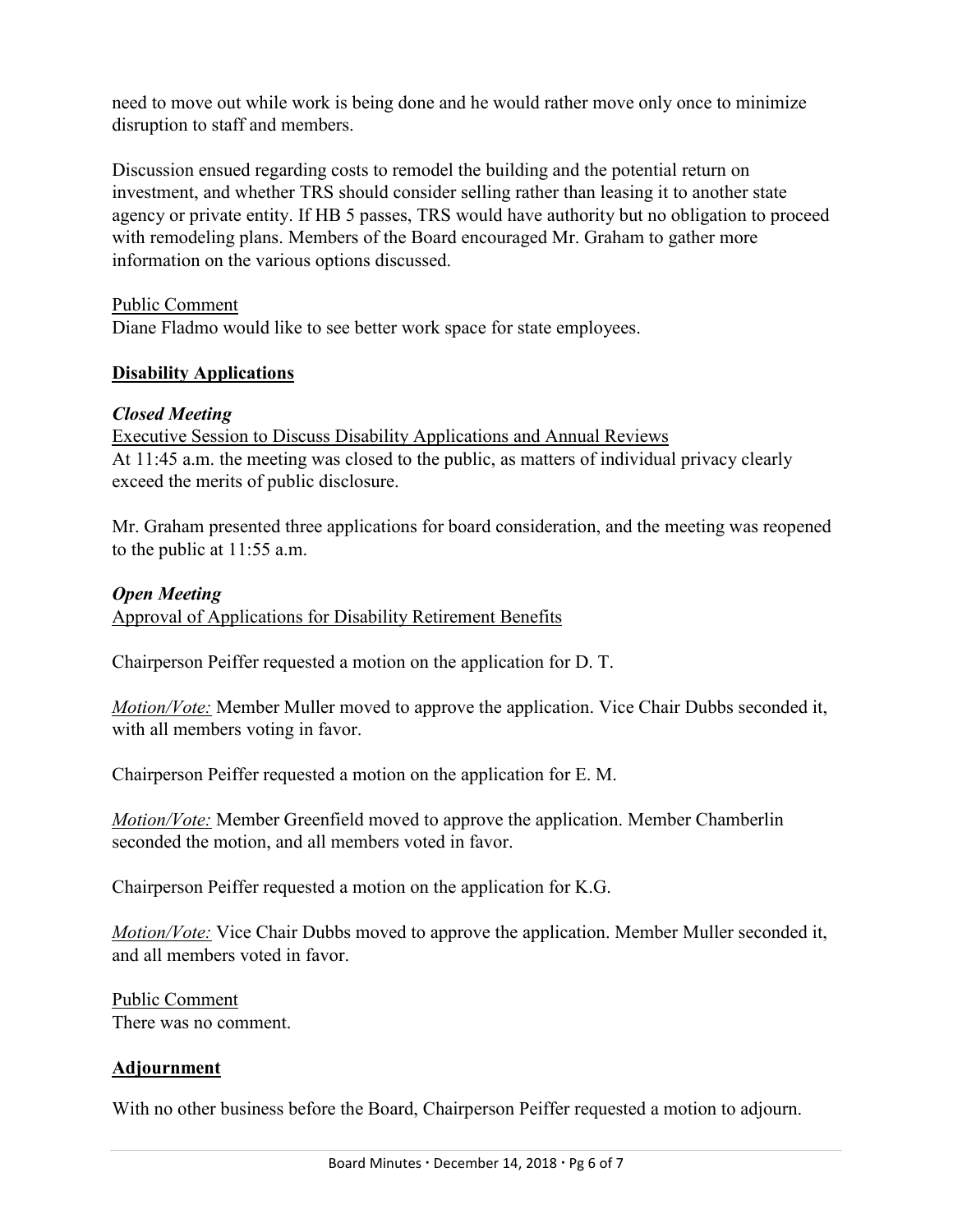need to move out while work is being done and he would rather move only once to minimize disruption to staff and members.

Discussion ensued regarding costs to remodel the building and the potential return on investment, and whether TRS should consider selling rather than leasing it to another state agency or private entity. If HB 5 passes, TRS would have authority but no obligation to proceed with remodeling plans. Members of the Board encouraged Mr. Graham to gather more information on the various options discussed.

<u>Public Comment</u>
Diane Fladmo would like to see better work space for state employees.

## **<u>Disability Applications</u>**

### ***Closed Meeting***

<u>Executive Session to Discuss Disability Applications and Annual Reviews</u>
At 11:45 a.m. the meeting was closed to the public, as matters of individual privacy clearly exceed the merits of public disclosure.

Mr. Graham presented three applications for board consideration, and the meeting was reopened to the public at 11:55 a.m.

### ***Open Meeting***

<u>Approval of Applications for Disability Retirement Benefits</u>

Chairperson Peiffer requested a motion on the application for D. T.

*<u>Motion/Vote:</u>* Member Muller moved to approve the application. Vice Chair Dubbs seconded it, with all members voting in favor.

Chairperson Peiffer requested a motion on the application for E. M.

*<u>Motion/Vote:</u>* Member Greenfield moved to approve the application. Member Chamberlin seconded the motion, and all members voted in favor.

Chairperson Peiffer requested a motion on the application for K.G.

*<u>Motion/Vote:</u>* Vice Chair Dubbs moved to approve the application. Member Muller seconded it, and all members voted in favor.

<u>Public Comment</u>
There was no comment.

## **<u>Adjournment</u>**

With no other business before the Board, Chairperson Peiffer requested a motion to adjourn.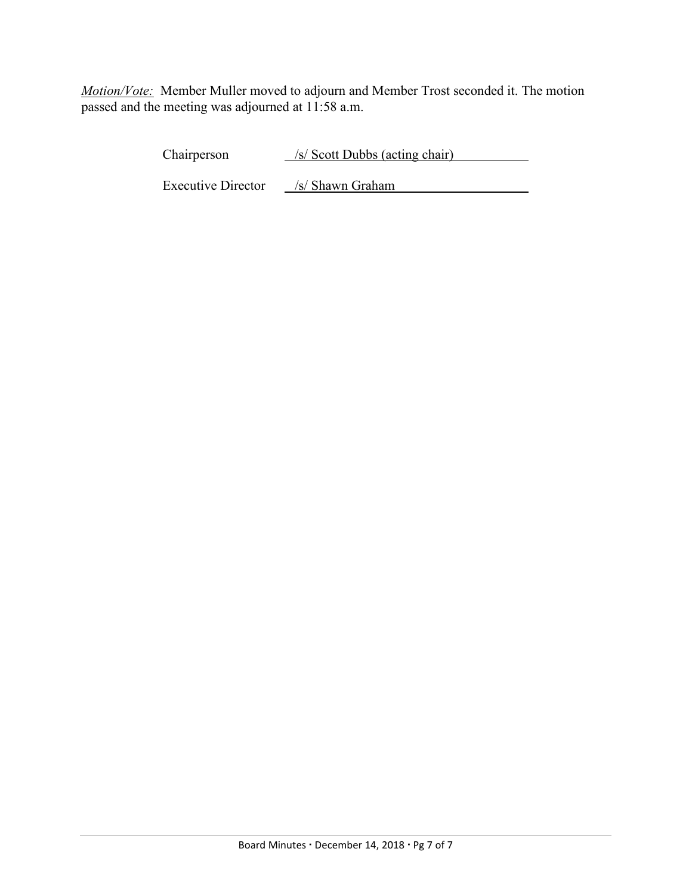*Motion/Vote:* Member Muller moved to adjourn and Member Trost seconded it. The motion passed and the meeting was adjourned at 11:58 a.m.

Chairperson /s/ Scott Dubbs (acting chair)

Executive Director /s/ Shawn Graham